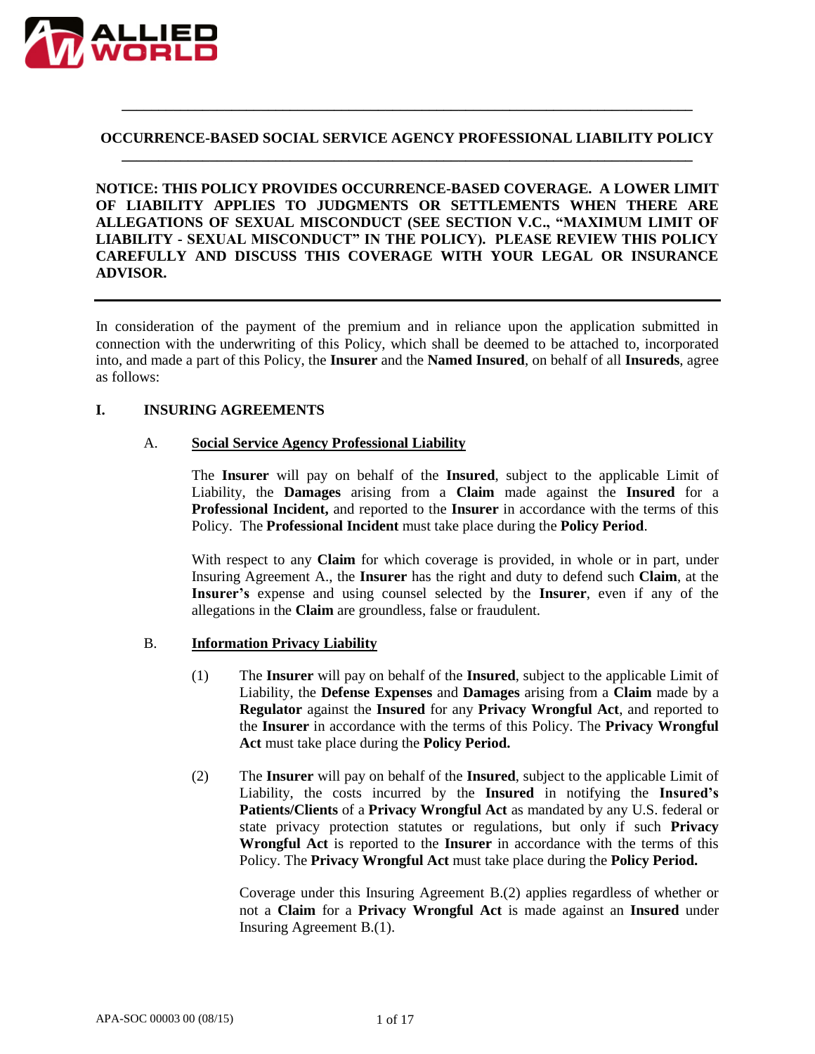# OCCURRENCE-BASED SOCIAL SERVICE AGENCY PROFESSIONAL LIABILITY POLICY

**NOTICE: THIS POLICY PROVIDES OCCURRENCE-BASED COVERAGE. A LOWER LIMIT OF LIABILITY APPLIES TO JUDGMENTS OR SETTLEMENTS WHEN THERE ARE ALLEGATIONS OF SEXUAL MISCONDUCT (SEE SECTION V.C., "MAXIMUM LIMIT OF LIABILITY - SEXUAL MISCONDUCT" IN THE POLICY). PLEASE REVIEW THIS POLICY CAREFULLY AND DISCUSS THIS COVERAGE WITH YOUR LEGAL OR INSURANCE ADVISOR.**

---

In consideration of the payment of the premium and in reliance upon the application submitted in connection with the underwriting of this Policy, which shall be deemed to be attached to, incorporated into, and made a part of this Policy, the **Insurer** and the **Named Insured**, on behalf of all **Insureds**, agree as follows:

## I. INSURING AGREEMENTS

### A. Social Service Agency Professional Liability

The **Insurer** will pay on behalf of the **Insured**, subject to the applicable Limit of Liability, the **Damages** arising from a **Claim** made against the **Insured** for a **Professional Incident,** and reported to the **Insurer** in accordance with the terms of this Policy. The **Professional Incident** must take place during the **Policy Period**.

With respect to any **Claim** for which coverage is provided, in whole or in part, under Insuring Agreement A., the **Insurer** has the right and duty to defend such **Claim**, at the **Insurer's** expense and using counsel selected by the **Insurer**, even if any of the allegations in the **Claim** are groundless, false or fraudulent.

### B. Information Privacy Liability

(1) The **Insurer** will pay on behalf of the **Insured**, subject to the applicable Limit of Liability, the **Defense Expenses** and **Damages** arising from a **Claim** made by a **Regulator** against the **Insured** for any **Privacy Wrongful Act**, and reported to the **Insurer** in accordance with the terms of this Policy. The **Privacy Wrongful Act** must take place during the **Policy Period.**

(2) The **Insurer** will pay on behalf of the **Insured**, subject to the applicable Limit of Liability, the costs incurred by the **Insured** in notifying the **Insured's Patients/Clients** of a **Privacy Wrongful Act** as mandated by any U.S. federal or state privacy protection statutes or regulations, but only if such **Privacy Wrongful Act** is reported to the **Insurer** in accordance with the terms of this Policy. The **Privacy Wrongful Act** must take place during the **Policy Period.**

Coverage under this Insuring Agreement B.(2) applies regardless of whether or not a **Claim** for a **Privacy Wrongful Act** is made against an **Insured** under Insuring Agreement B.(1).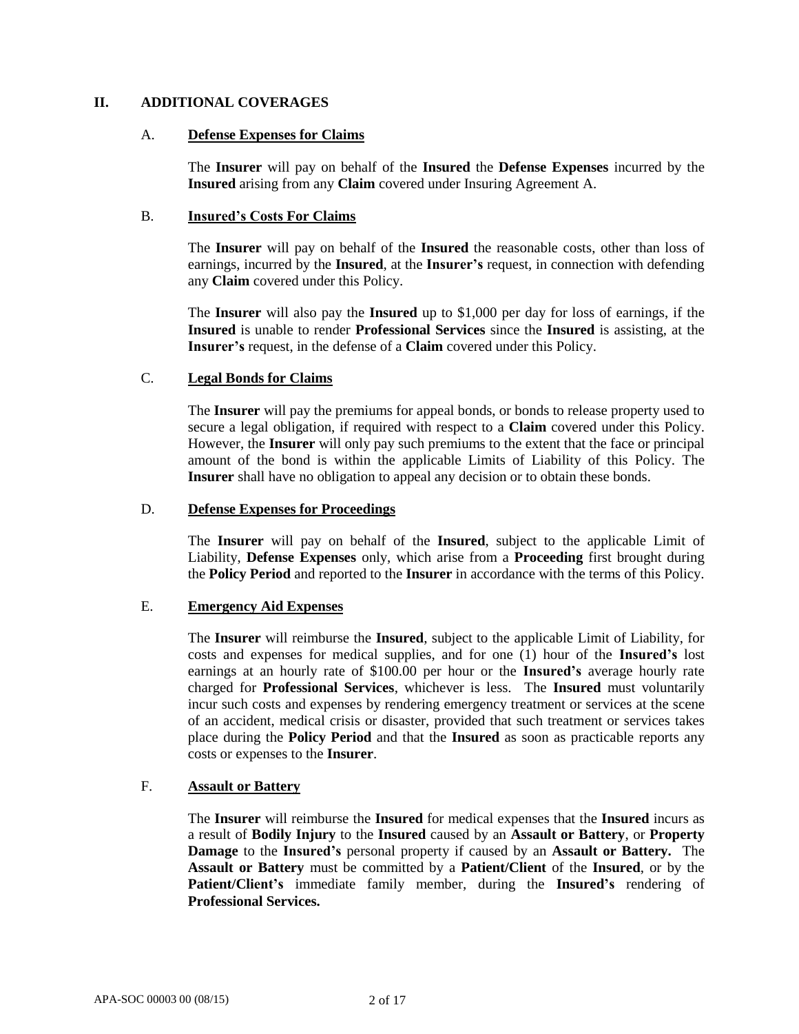## II. ADDITIONAL COVERAGES

### A. Defense Expenses for Claims

The **Insurer** will pay on behalf of the **Insured** the **Defense Expenses** incurred by the **Insured** arising from any **Claim** covered under Insuring Agreement A.

### B. Insured's Costs For Claims

The **Insurer** will pay on behalf of the **Insured** the reasonable costs, other than loss of earnings, incurred by the **Insured**, at the **Insurer's** request, in connection with defending any **Claim** covered under this Policy.

The **Insurer** will also pay the **Insured** up to $1,000 per day for loss of earnings, if the **Insured** is unable to render **Professional Services** since the **Insured** is assisting, at the **Insurer's** request, in the defense of a **Claim** covered under this Policy.

### C. Legal Bonds for Claims

The **Insurer** will pay the premiums for appeal bonds, or bonds to release property used to secure a legal obligation, if required with respect to a **Claim** covered under this Policy. However, the **Insurer** will only pay such premiums to the extent that the face or principal amount of the bond is within the applicable Limits of Liability of this Policy. The **Insurer** shall have no obligation to appeal any decision or to obtain these bonds.

### D. Defense Expenses for Proceedings

The **Insurer** will pay on behalf of the **Insured**, subject to the applicable Limit of Liability, **Defense Expenses** only, which arise from a **Proceeding** first brought during the **Policy Period** and reported to the **Insurer** in accordance with the terms of this Policy.

### E. Emergency Aid Expenses

The **Insurer** will reimburse the **Insured**, subject to the applicable Limit of Liability, for costs and expenses for medical supplies, and for one (1) hour of the **Insured's** lost earnings at an hourly rate of $100.00 per hour or the **Insured's** average hourly rate charged for **Professional Services**, whichever is less. The **Insured** must voluntarily incur such costs and expenses by rendering emergency treatment or services at the scene of an accident, medical crisis or disaster, provided that such treatment or services takes place during the **Policy Period** and that the **Insured** as soon as practicable reports any costs or expenses to the **Insurer**.

### F. Assault or Battery

The **Insurer** will reimburse the **Insured** for medical expenses that the **Insured** incurs as a result of **Bodily Injury** to the **Insured** caused by an **Assault or Battery**, or **Property Damage** to the **Insured's** personal property if caused by an **Assault or Battery.** The **Assault or Battery** must be committed by a **Patient/Client** of the **Insured**, or by the **Patient/Client's** immediate family member, during the **Insured's** rendering of **Professional Services.**

APA-SOC 00003 00 (08/15)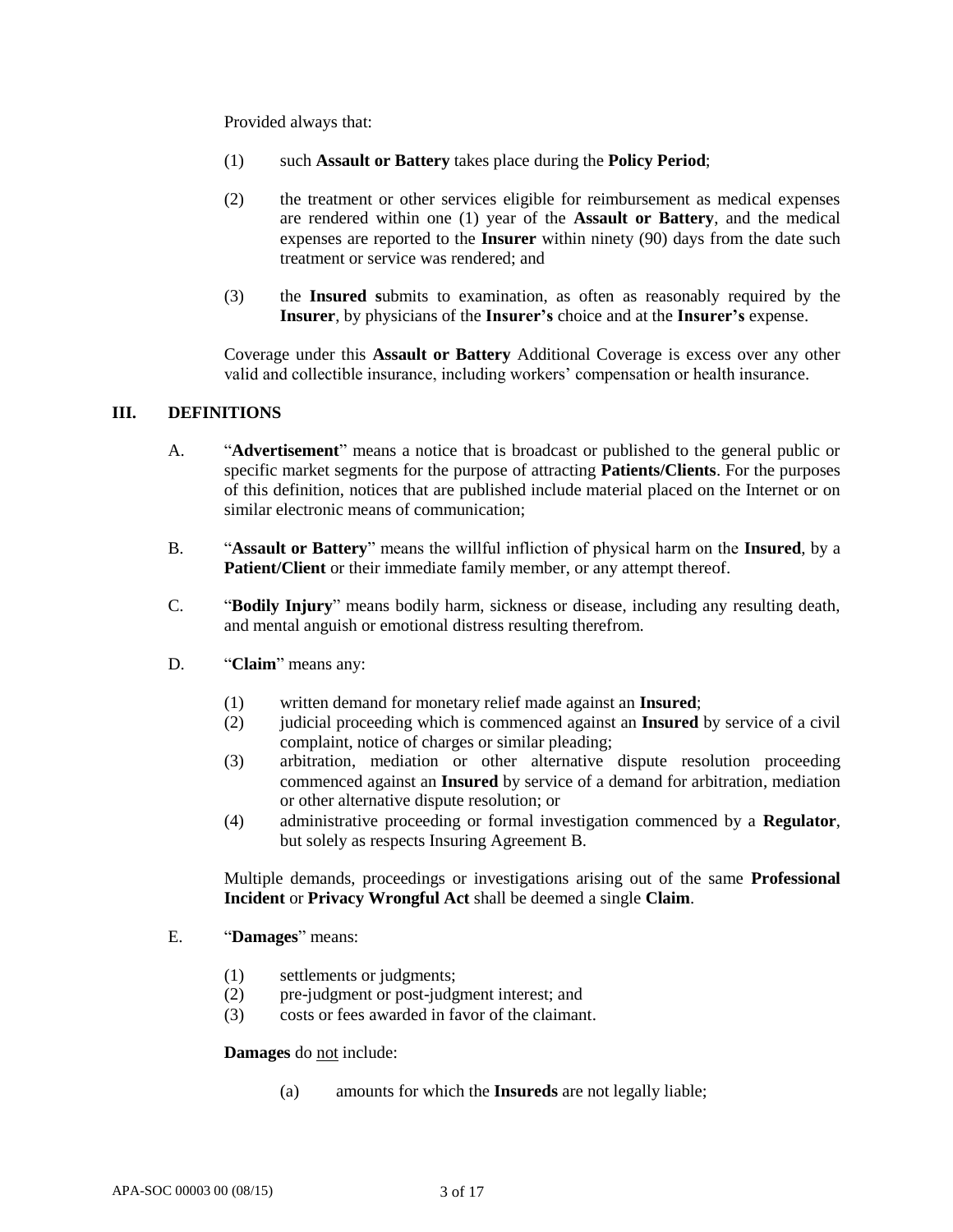Provided always that:

(1) such **Assault or Battery** takes place during the **Policy Period**;

(2) the treatment or other services eligible for reimbursement as medical expenses are rendered within one (1) year of the **Assault or Battery**, and the medical expenses are reported to the **Insurer** within ninety (90) days from the date such treatment or service was rendered; and

(3) the **Insured s**ubmits to examination, as often as reasonably required by the **Insurer**, by physicians of the **Insurer's** choice and at the **Insurer's** expense.

Coverage under this **Assault or Battery** Additional Coverage is excess over any other valid and collectible insurance, including workers' compensation or health insurance.

## III. DEFINITIONS

A. "**Advertisement**" means a notice that is broadcast or published to the general public or specific market segments for the purpose of attracting **Patients/Clients**. For the purposes of this definition, notices that are published include material placed on the Internet or on similar electronic means of communication;

B. "**Assault or Battery**" means the willful infliction of physical harm on the **Insured**, by a **Patient/Client** or their immediate family member, or any attempt thereof.

C. "**Bodily Injury**" means bodily harm, sickness or disease, including any resulting death, and mental anguish or emotional distress resulting therefrom.

D. "**Claim**" means any:

(1) written demand for monetary relief made against an **Insured**;
(2) judicial proceeding which is commenced against an **Insured** by service of a civil complaint, notice of charges or similar pleading;
(3) arbitration, mediation or other alternative dispute resolution proceeding commenced against an **Insured** by service of a demand for arbitration, mediation or other alternative dispute resolution; or
(4) administrative proceeding or formal investigation commenced by a **Regulator**, but solely as respects Insuring Agreement B.

Multiple demands, proceedings or investigations arising out of the same **Professional Incident** or **Privacy Wrongful Act** shall be deemed a single **Claim**.

E. "**Damages**" means:

(1) settlements or judgments;
(2) pre-judgment or post-judgment interest; and
(3) costs or fees awarded in favor of the claimant.

**Damages** do <u>not</u> include:

(a) amounts for which the **Insureds** are not legally liable;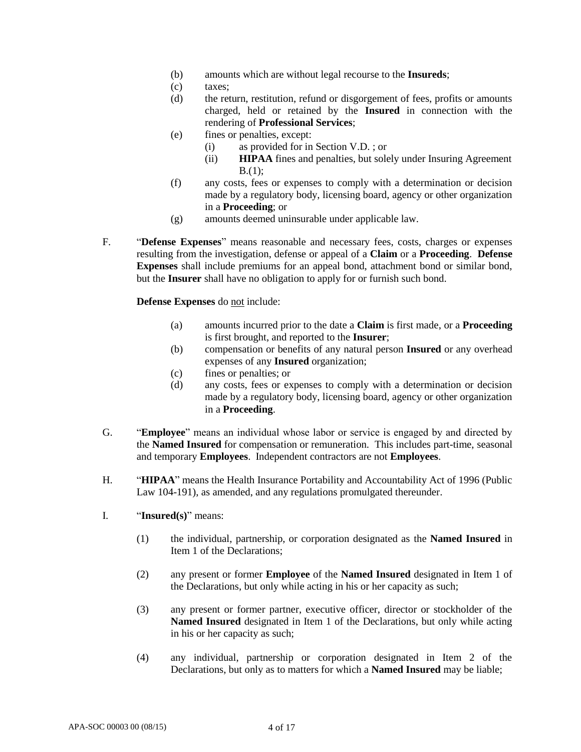(b) amounts which are without legal recourse to the **Insureds**;

(c) taxes;

(d) the return, restitution, refund or disgorgement of fees, profits or amounts charged, held or retained by the **Insured** in connection with the rendering of **Professional Services**;

(e) fines or penalties, except:

  (i) as provided for in Section V.D. ; or

  (ii) **HIPAA** fines and penalties, but solely under Insuring Agreement B.(1);

(f) any costs, fees or expenses to comply with a determination or decision made by a regulatory body, licensing board, agency or other organization in a **Proceeding**; or

(g) amounts deemed uninsurable under applicable law.

F. "**Defense Expenses**" means reasonable and necessary fees, costs, charges or expenses resulting from the investigation, defense or appeal of a **Claim** or a **Proceeding**. **Defense Expenses** shall include premiums for an appeal bond, attachment bond or similar bond, but the **Insurer** shall have no obligation to apply for or furnish such bond.

**Defense Expenses** do not include:

(a) amounts incurred prior to the date a **Claim** is first made, or a **Proceeding** is first brought, and reported to the **Insurer**;

(b) compensation or benefits of any natural person **Insured** or any overhead expenses of any **Insured** organization;

(c) fines or penalties; or

(d) any costs, fees or expenses to comply with a determination or decision made by a regulatory body, licensing board, agency or other organization in a **Proceeding**.

G. "**Employee**" means an individual whose labor or service is engaged by and directed by the **Named Insured** for compensation or remuneration. This includes part-time, seasonal and temporary **Employees**. Independent contractors are not **Employees**.

H. "**HIPAA**" means the Health Insurance Portability and Accountability Act of 1996 (Public Law 104-191), as amended, and any regulations promulgated thereunder.

I. "**Insured(s)**" means:

(1) the individual, partnership, or corporation designated as the **Named Insured** in Item 1 of the Declarations;

(2) any present or former **Employee** of the **Named Insured** designated in Item 1 of the Declarations, but only while acting in his or her capacity as such;

(3) any present or former partner, executive officer, director or stockholder of the **Named Insured** designated in Item 1 of the Declarations, but only while acting in his or her capacity as such;

(4) any individual, partnership or corporation designated in Item 2 of the Declarations, but only as to matters for which a **Named Insured** may be liable;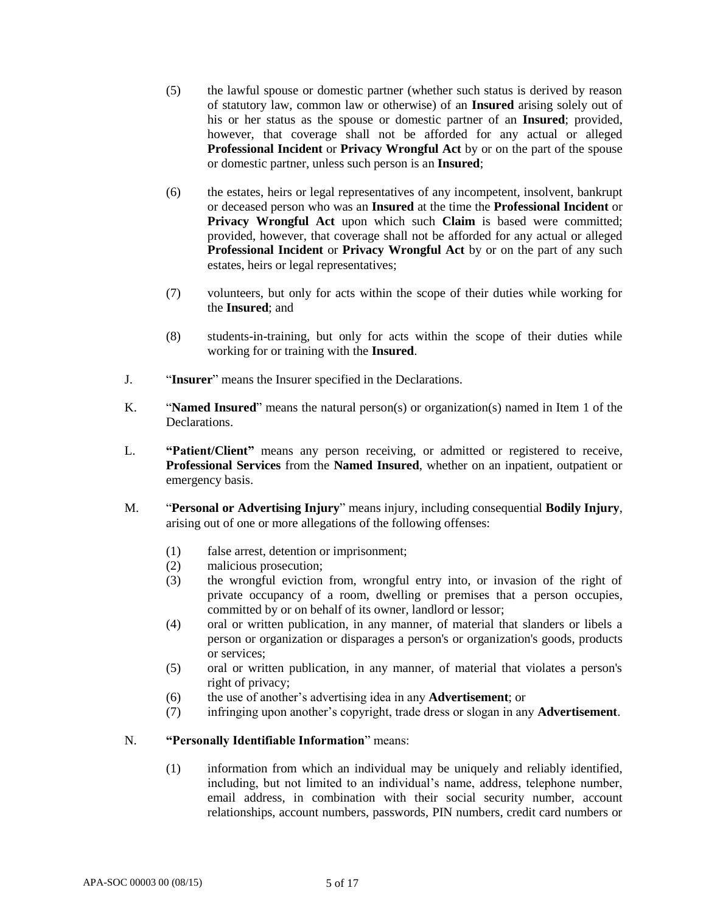(5) the lawful spouse or domestic partner (whether such status is derived by reason of statutory law, common law or otherwise) of an **Insured** arising solely out of his or her status as the spouse or domestic partner of an **Insured**; provided, however, that coverage shall not be afforded for any actual or alleged **Professional Incident** or **Privacy Wrongful Act** by or on the part of the spouse or domestic partner, unless such person is an **Insured**;

(6) the estates, heirs or legal representatives of any incompetent, insolvent, bankrupt or deceased person who was an **Insured** at the time the **Professional Incident** or **Privacy Wrongful Act** upon which such **Claim** is based were committed; provided, however, that coverage shall not be afforded for any actual or alleged **Professional Incident** or **Privacy Wrongful Act** by or on the part of any such estates, heirs or legal representatives;

(7) volunteers, but only for acts within the scope of their duties while working for the **Insured**; and

(8) students-in-training, but only for acts within the scope of their duties while working for or training with the **Insured**.

J. "**Insurer**" means the Insurer specified in the Declarations.

K. "**Named Insured**" means the natural person(s) or organization(s) named in Item 1 of the Declarations.

L. **"Patient/Client"** means any person receiving, or admitted or registered to receive, **Professional Services** from the **Named Insured**, whether on an inpatient, outpatient or emergency basis.

M. "**Personal or Advertising Injury**" means injury, including consequential **Bodily Injury**, arising out of one or more allegations of the following offenses:

(1) false arrest, detention or imprisonment;
(2) malicious prosecution;
(3) the wrongful eviction from, wrongful entry into, or invasion of the right of private occupancy of a room, dwelling or premises that a person occupies, committed by or on behalf of its owner, landlord or lessor;
(4) oral or written publication, in any manner, of material that slanders or libels a person or organization or disparages a person's or organization's goods, products or services;
(5) oral or written publication, in any manner, of material that violates a person's right of privacy;
(6) the use of another's advertising idea in any **Advertisement**; or
(7) infringing upon another's copyright, trade dress or slogan in any **Advertisement**.

N. **"Personally Identifiable Information**" means:

(1) information from which an individual may be uniquely and reliably identified, including, but not limited to an individual's name, address, telephone number, email address, in combination with their social security number, account relationships, account numbers, passwords, PIN numbers, credit card numbers or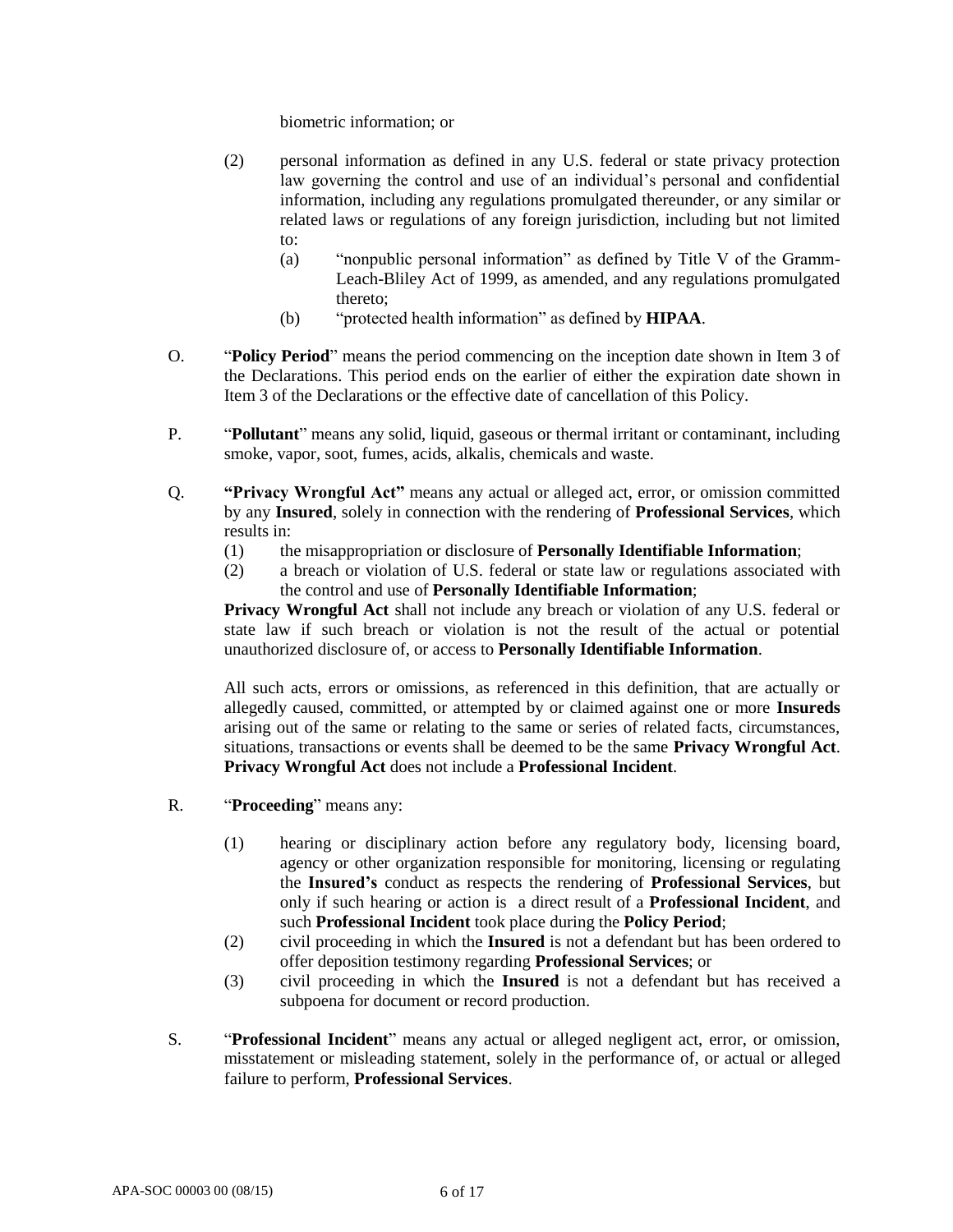biometric information; or

(2) personal information as defined in any U.S. federal or state privacy protection law governing the control and use of an individual's personal and confidential information, including any regulations promulgated thereunder, or any similar or related laws or regulations of any foreign jurisdiction, including but not limited to:

  (a) "nonpublic personal information" as defined by Title V of the Gramm-Leach-Bliley Act of 1999, as amended, and any regulations promulgated thereto;

  (b) "protected health information" as defined by **HIPAA**.

O. "**Policy Period**" means the period commencing on the inception date shown in Item 3 of the Declarations. This period ends on the earlier of either the expiration date shown in Item 3 of the Declarations or the effective date of cancellation of this Policy.

P. "**Pollutant**" means any solid, liquid, gaseous or thermal irritant or contaminant, including smoke, vapor, soot, fumes, acids, alkalis, chemicals and waste.

Q. **"Privacy Wrongful Act"** means any actual or alleged act, error, or omission committed by any **Insured**, solely in connection with the rendering of **Professional Services**, which results in:

(1) the misappropriation or disclosure of **Personally Identifiable Information**;

(2) a breach or violation of U.S. federal or state law or regulations associated with the control and use of **Personally Identifiable Information**;

**Privacy Wrongful Act** shall not include any breach or violation of any U.S. federal or state law if such breach or violation is not the result of the actual or potential unauthorized disclosure of, or access to **Personally Identifiable Information**.

All such acts, errors or omissions, as referenced in this definition, that are actually or allegedly caused, committed, or attempted by or claimed against one or more **Insureds** arising out of the same or relating to the same or series of related facts, circumstances, situations, transactions or events shall be deemed to be the same **Privacy Wrongful Act**. **Privacy Wrongful Act** does not include a **Professional Incident**.

R. "**Proceeding**" means any:

(1) hearing or disciplinary action before any regulatory body, licensing board, agency or other organization responsible for monitoring, licensing or regulating the **Insured's** conduct as respects the rendering of **Professional Services**, but only if such hearing or action is a direct result of a **Professional Incident**, and such **Professional Incident** took place during the **Policy Period**;

(2) civil proceeding in which the **Insured** is not a defendant but has been ordered to offer deposition testimony regarding **Professional Services**; or

(3) civil proceeding in which the **Insured** is not a defendant but has received a subpoena for document or record production.

S. "**Professional Incident**" means any actual or alleged negligent act, error, or omission, misstatement or misleading statement, solely in the performance of, or actual or alleged failure to perform, **Professional Services**.

APA-SOC 00003 00 (08/15)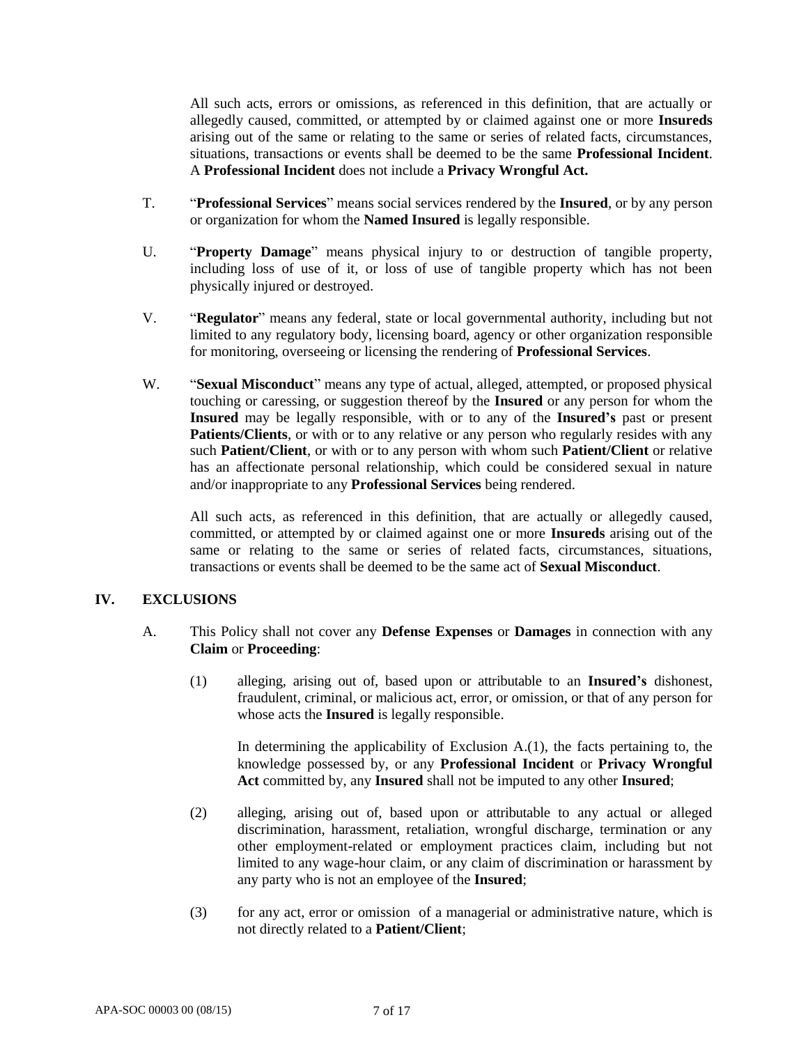All such acts, errors or omissions, as referenced in this definition, that are actually or allegedly caused, committed, or attempted by or claimed against one or more **Insureds** arising out of the same or relating to the same or series of related facts, circumstances, situations, transactions or events shall be deemed to be the same **Professional Incident**. A **Professional Incident** does not include a **Privacy Wrongful Act.**

T. "**Professional Services**" means social services rendered by the **Insured**, or by any person or organization for whom the **Named Insured** is legally responsible.

U. "**Property Damage**" means physical injury to or destruction of tangible property, including loss of use of it, or loss of use of tangible property which has not been physically injured or destroyed.

V. "**Regulator**" means any federal, state or local governmental authority, including but not limited to any regulatory body, licensing board, agency or other organization responsible for monitoring, overseeing or licensing the rendering of **Professional Services**.

W. "**Sexual Misconduct**" means any type of actual, alleged, attempted, or proposed physical touching or caressing, or suggestion thereof by the **Insured** or any person for whom the **Insured** may be legally responsible, with or to any of the **Insured's** past or present **Patients/Clients**, or with or to any relative or any person who regularly resides with any such **Patient/Client**, or with or to any person with whom such **Patient/Client** or relative has an affectionate personal relationship, which could be considered sexual in nature and/or inappropriate to any **Professional Services** being rendered.

All such acts, as referenced in this definition, that are actually or allegedly caused, committed, or attempted by or claimed against one or more **Insureds** arising out of the same or relating to the same or series of related facts, circumstances, situations, transactions or events shall be deemed to be the same act of **Sexual Misconduct**.

## IV. EXCLUSIONS

A. This Policy shall not cover any **Defense Expenses** or **Damages** in connection with any **Claim** or **Proceeding**:

(1) alleging, arising out of, based upon or attributable to an **Insured's** dishonest, fraudulent, criminal, or malicious act, error, or omission, or that of any person for whose acts the **Insured** is legally responsible.

In determining the applicability of Exclusion A.(1), the facts pertaining to, the knowledge possessed by, or any **Professional Incident** or **Privacy Wrongful Act** committed by, any **Insured** shall not be imputed to any other **Insured**;

(2) alleging, arising out of, based upon or attributable to any actual or alleged discrimination, harassment, retaliation, wrongful discharge, termination or any other employment-related or employment practices claim, including but not limited to any wage-hour claim, or any claim of discrimination or harassment by any party who is not an employee of the **Insured**;

(3) for any act, error or omission of a managerial or administrative nature, which is not directly related to a **Patient/Client**;

APA-SOC 00003 00 (08/15)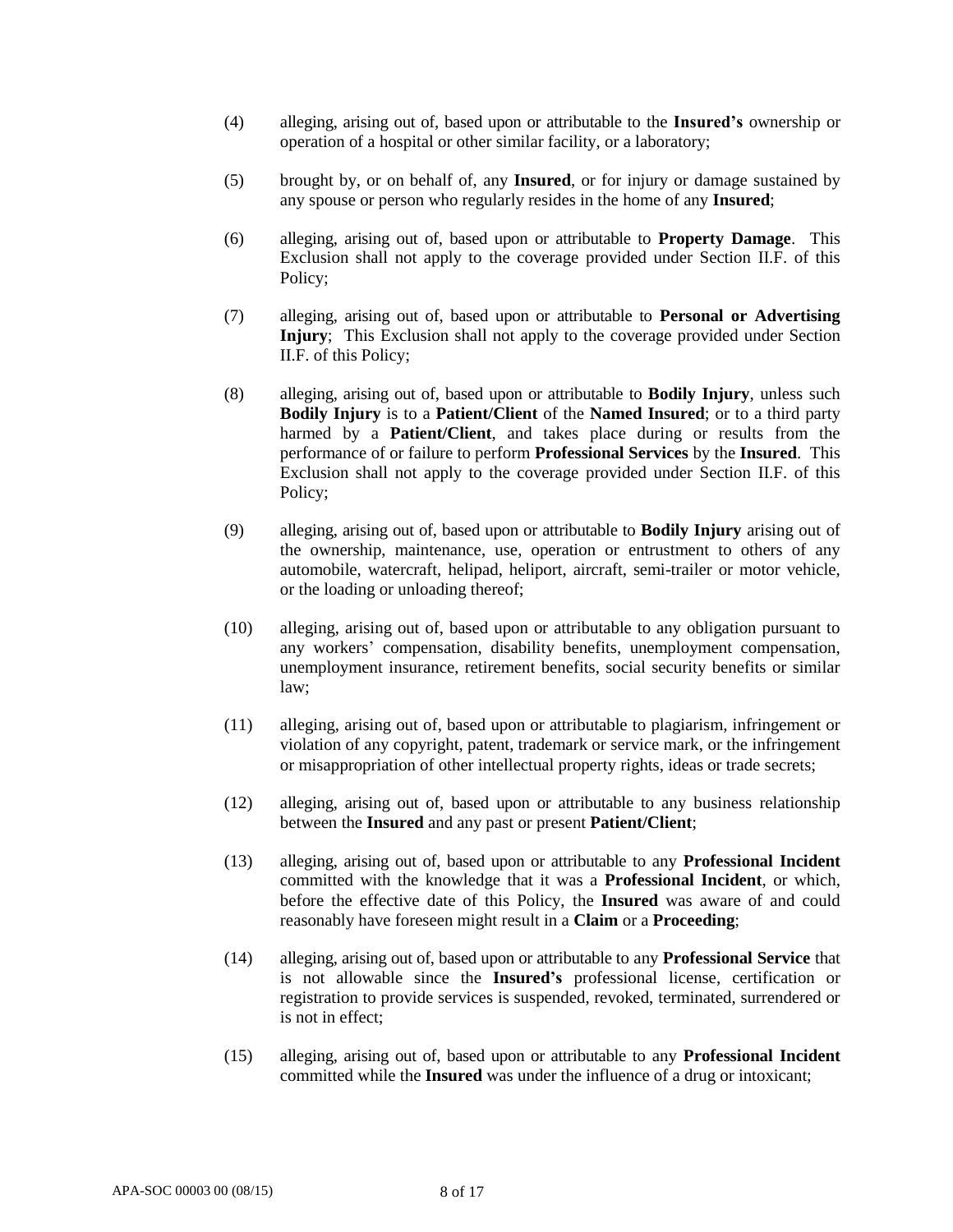(4) alleging, arising out of, based upon or attributable to the **Insured's** ownership or operation of a hospital or other similar facility, or a laboratory;

(5) brought by, or on behalf of, any **Insured**, or for injury or damage sustained by any spouse or person who regularly resides in the home of any **Insured**;

(6) alleging, arising out of, based upon or attributable to **Property Damage**. This Exclusion shall not apply to the coverage provided under Section II.F. of this Policy;

(7) alleging, arising out of, based upon or attributable to **Personal or Advertising Injury**; This Exclusion shall not apply to the coverage provided under Section II.F. of this Policy;

(8) alleging, arising out of, based upon or attributable to **Bodily Injury**, unless such **Bodily Injury** is to a **Patient/Client** of the **Named Insured**; or to a third party harmed by a **Patient/Client**, and takes place during or results from the performance of or failure to perform **Professional Services** by the **Insured**. This Exclusion shall not apply to the coverage provided under Section II.F. of this Policy;

(9) alleging, arising out of, based upon or attributable to **Bodily Injury** arising out of the ownership, maintenance, use, operation or entrustment to others of any automobile, watercraft, helipad, heliport, aircraft, semi-trailer or motor vehicle, or the loading or unloading thereof;

(10) alleging, arising out of, based upon or attributable to any obligation pursuant to any workers' compensation, disability benefits, unemployment compensation, unemployment insurance, retirement benefits, social security benefits or similar law;

(11) alleging, arising out of, based upon or attributable to plagiarism, infringement or violation of any copyright, patent, trademark or service mark, or the infringement or misappropriation of other intellectual property rights, ideas or trade secrets;

(12) alleging, arising out of, based upon or attributable to any business relationship between the **Insured** and any past or present **Patient/Client**;

(13) alleging, arising out of, based upon or attributable to any **Professional Incident** committed with the knowledge that it was a **Professional Incident**, or which, before the effective date of this Policy, the **Insured** was aware of and could reasonably have foreseen might result in a **Claim** or a **Proceeding**;

(14) alleging, arising out of, based upon or attributable to any **Professional Service** that is not allowable since the **Insured's** professional license, certification or registration to provide services is suspended, revoked, terminated, surrendered or is not in effect;

(15) alleging, arising out of, based upon or attributable to any **Professional Incident** committed while the **Insured** was under the influence of a drug or intoxicant;

APA-SOC 00003 00 (08/15)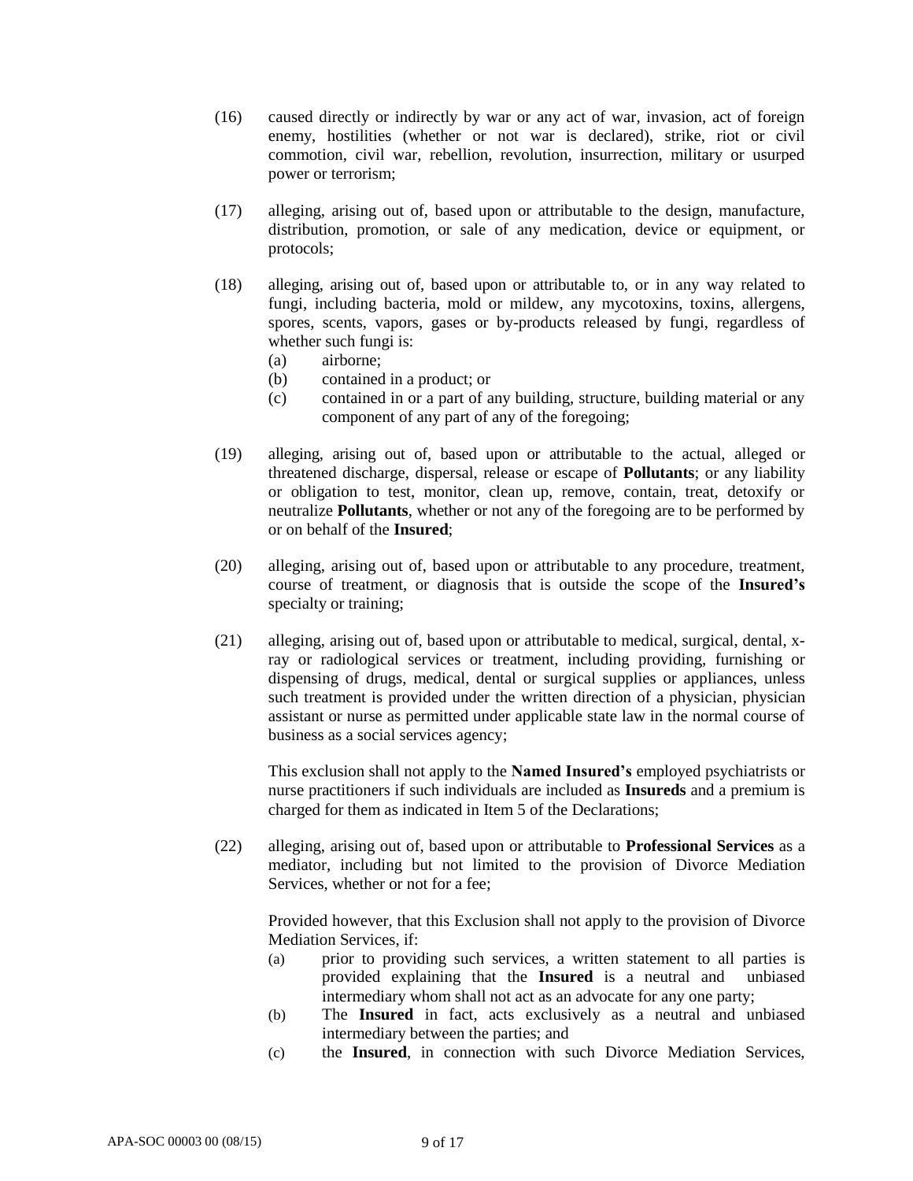(16) caused directly or indirectly by war or any act of war, invasion, act of foreign enemy, hostilities (whether or not war is declared), strike, riot or civil commotion, civil war, rebellion, revolution, insurrection, military or usurped power or terrorism;

(17) alleging, arising out of, based upon or attributable to the design, manufacture, distribution, promotion, or sale of any medication, device or equipment, or protocols;

(18) alleging, arising out of, based upon or attributable to, or in any way related to fungi, including bacteria, mold or mildew, any mycotoxins, toxins, allergens, spores, scents, vapors, gases or by-products released by fungi, regardless of whether such fungi is:
   - (a) airborne;
   - (b) contained in a product; or
   - (c) contained in or a part of any building, structure, building material or any component of any part of any of the foregoing;

(19) alleging, arising out of, based upon or attributable to the actual, alleged or threatened discharge, dispersal, release or escape of **Pollutants**; or any liability or obligation to test, monitor, clean up, remove, contain, treat, detoxify or neutralize **Pollutants**, whether or not any of the foregoing are to be performed by or on behalf of the **Insured**;

(20) alleging, arising out of, based upon or attributable to any procedure, treatment, course of treatment, or diagnosis that is outside the scope of the **Insured's** specialty or training;

(21) alleging, arising out of, based upon or attributable to medical, surgical, dental, x-ray or radiological services or treatment, including providing, furnishing or dispensing of drugs, medical, dental or surgical supplies or appliances, unless such treatment is provided under the written direction of a physician, physician assistant or nurse as permitted under applicable state law in the normal course of business as a social services agency;

   This exclusion shall not apply to the **Named Insured's** employed psychiatrists or nurse practitioners if such individuals are included as **Insureds** and a premium is charged for them as indicated in Item 5 of the Declarations;

(22) alleging, arising out of, based upon or attributable to **Professional Services** as a mediator, including but not limited to the provision of Divorce Mediation Services, whether or not for a fee;

   Provided however, that this Exclusion shall not apply to the provision of Divorce Mediation Services, if:
   - (a) prior to providing such services, a written statement to all parties is provided explaining that the **Insured** is a neutral and unbiased intermediary whom shall not act as an advocate for any one party;
   - (b) The **Insured** in fact, acts exclusively as a neutral and unbiased intermediary between the parties; and
   - (c) the **Insured**, in connection with such Divorce Mediation Services,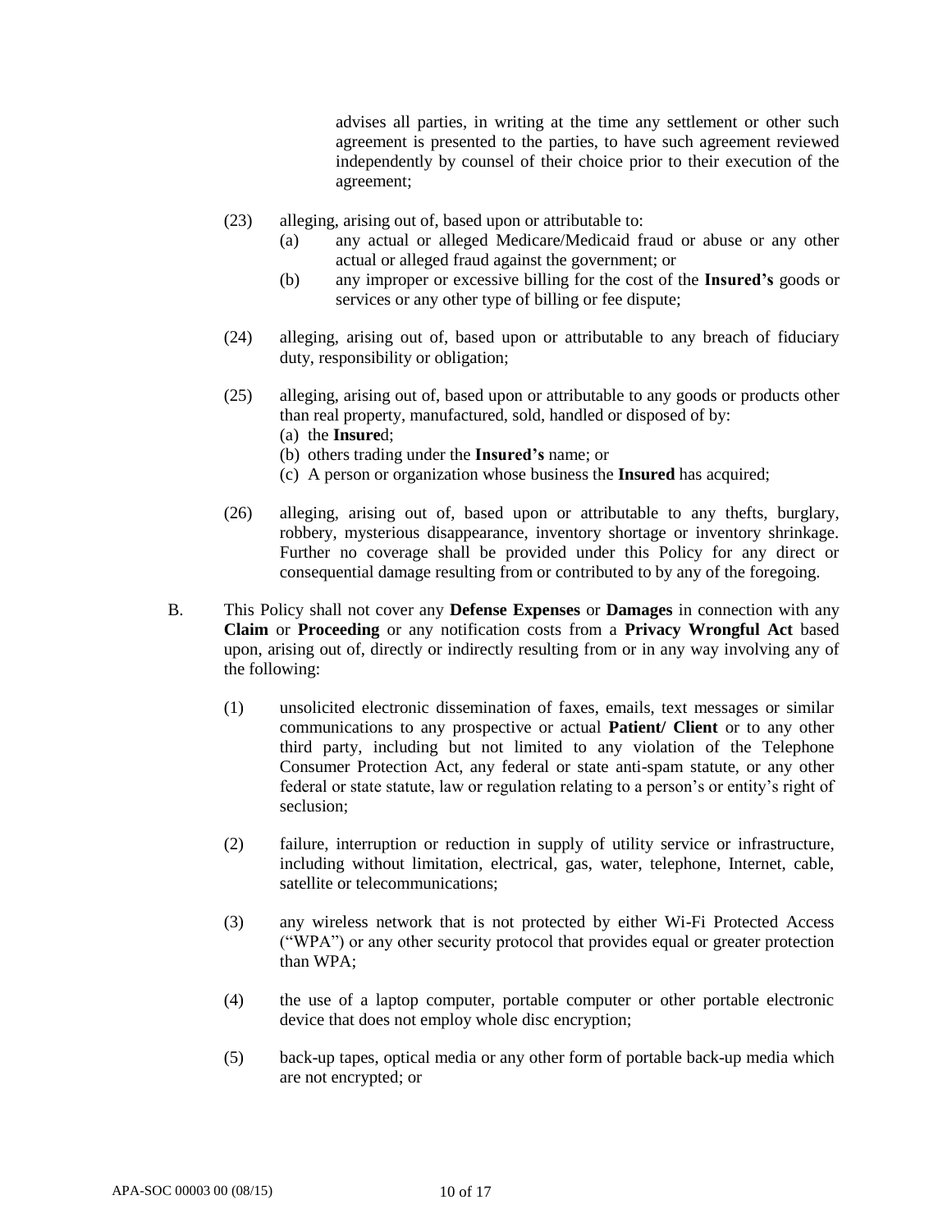advises all parties, in writing at the time any settlement or other such agreement is presented to the parties, to have such agreement reviewed independently by counsel of their choice prior to their execution of the agreement;

(23) alleging, arising out of, based upon or attributable to:

   (a) any actual or alleged Medicare/Medicaid fraud or abuse or any other actual or alleged fraud against the government; or

   (b) any improper or excessive billing for the cost of the **Insured's** goods or services or any other type of billing or fee dispute;

(24) alleging, arising out of, based upon or attributable to any breach of fiduciary duty, responsibility or obligation;

(25) alleging, arising out of, based upon or attributable to any goods or products other than real property, manufactured, sold, handled or disposed of by:

   (a) the **Insure**d;

   (b) others trading under the **Insured's** name; or

   (c) A person or organization whose business the **Insured** has acquired;

(26) alleging, arising out of, based upon or attributable to any thefts, burglary, robbery, mysterious disappearance, inventory shortage or inventory shrinkage. Further no coverage shall be provided under this Policy for any direct or consequential damage resulting from or contributed to by any of the foregoing.

B. This Policy shall not cover any **Defense Expenses** or **Damages** in connection with any **Claim** or **Proceeding** or any notification costs from a **Privacy Wrongful Act** based upon, arising out of, directly or indirectly resulting from or in any way involving any of the following:

(1) unsolicited electronic dissemination of faxes, emails, text messages or similar communications to any prospective or actual **Patient/ Client** or to any other third party, including but not limited to any violation of the Telephone Consumer Protection Act, any federal or state anti-spam statute, or any other federal or state statute, law or regulation relating to a person's or entity's right of seclusion;

(2) failure, interruption or reduction in supply of utility service or infrastructure, including without limitation, electrical, gas, water, telephone, Internet, cable, satellite or telecommunications;

(3) any wireless network that is not protected by either Wi-Fi Protected Access ("WPA") or any other security protocol that provides equal or greater protection than WPA;

(4) the use of a laptop computer, portable computer or other portable electronic device that does not employ whole disc encryption;

(5) back-up tapes, optical media or any other form of portable back-up media which are not encrypted; or

APA-SOC 00003 00 (08/15)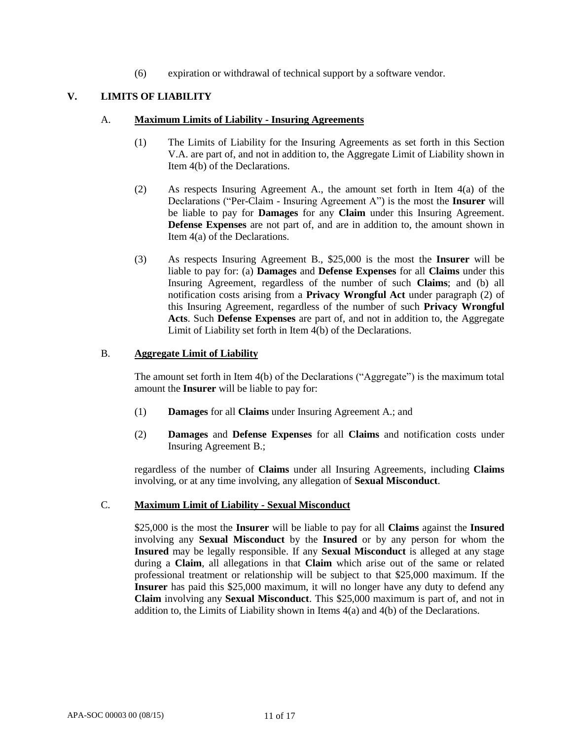(6) expiration or withdrawal of technical support by a software vendor.

## V. LIMITS OF LIABILITY

### A. Maximum Limits of Liability - Insuring Agreements

(1) The Limits of Liability for the Insuring Agreements as set forth in this Section V.A. are part of, and not in addition to, the Aggregate Limit of Liability shown in Item 4(b) of the Declarations.

(2) As respects Insuring Agreement A., the amount set forth in Item 4(a) of the Declarations ("Per-Claim - Insuring Agreement A") is the most the **Insurer** will be liable to pay for **Damages** for any **Claim** under this Insuring Agreement. **Defense Expenses** are not part of, and are in addition to, the amount shown in Item 4(a) of the Declarations.

(3) As respects Insuring Agreement B., $25,000 is the most the **Insurer** will be liable to pay for: (a) **Damages** and **Defense Expenses** for all **Claims** under this Insuring Agreement, regardless of the number of such **Claims**; and (b) all notification costs arising from a **Privacy Wrongful Act** under paragraph (2) of this Insuring Agreement, regardless of the number of such **Privacy Wrongful Acts**. Such **Defense Expenses** are part of, and not in addition to, the Aggregate Limit of Liability set forth in Item 4(b) of the Declarations.

### B. Aggregate Limit of Liability

The amount set forth in Item 4(b) of the Declarations ("Aggregate") is the maximum total amount the **Insurer** will be liable to pay for:

(1) **Damages** for all **Claims** under Insuring Agreement A.; and

(2) **Damages** and **Defense Expenses** for all **Claims** and notification costs under Insuring Agreement B.;

regardless of the number of **Claims** under all Insuring Agreements, including **Claims** involving, or at any time involving, any allegation of **Sexual Misconduct**.

### C. Maximum Limit of Liability - Sexual Misconduct

$25,000 is the most the **Insurer** will be liable to pay for all **Claims** against the **Insured** involving any **Sexual Misconduct** by the **Insured** or by any person for whom the **Insured** may be legally responsible. If any **Sexual Misconduct** is alleged at any stage during a **Claim**, all allegations in that **Claim** which arise out of the same or related professional treatment or relationship will be subject to that $25,000 maximum. If the **Insurer** has paid this $25,000 maximum, it will no longer have any duty to defend any **Claim** involving any **Sexual Misconduct**. This $25,000 maximum is part of, and not in addition to, the Limits of Liability shown in Items 4(a) and 4(b) of the Declarations.

APA-SOC 00003 00 (08/15)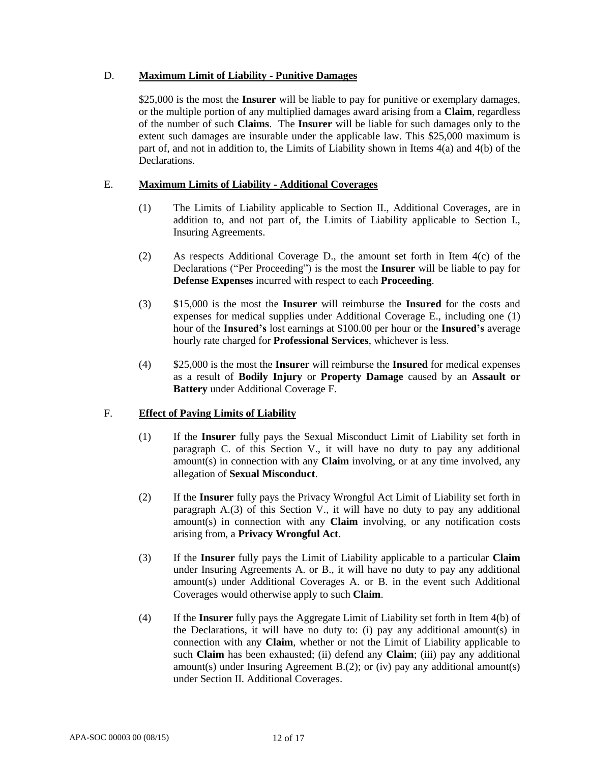D. **Maximum Limit of Liability - Punitive Damages**

$25,000 is the most the **Insurer** will be liable to pay for punitive or exemplary damages, or the multiple portion of any multiplied damages award arising from a **Claim**, regardless of the number of such **Claims**. The **Insurer** will be liable for such damages only to the extent such damages are insurable under the applicable law. This $25,000 maximum is part of, and not in addition to, the Limits of Liability shown in Items 4(a) and 4(b) of the Declarations.

E. **Maximum Limits of Liability - Additional Coverages**

(1) The Limits of Liability applicable to Section II., Additional Coverages, are in addition to, and not part of, the Limits of Liability applicable to Section I., Insuring Agreements.

(2) As respects Additional Coverage D., the amount set forth in Item 4(c) of the Declarations ("Per Proceeding") is the most the **Insurer** will be liable to pay for **Defense Expenses** incurred with respect to each **Proceeding**.

(3) $15,000 is the most the **Insurer** will reimburse the **Insured** for the costs and expenses for medical supplies under Additional Coverage E., including one (1) hour of the **Insured's** lost earnings at $100.00 per hour or the **Insured's** average hourly rate charged for **Professional Services**, whichever is less.

(4) $25,000 is the most the **Insurer** will reimburse the **Insured** for medical expenses as a result of **Bodily Injury** or **Property Damage** caused by an **Assault or Battery** under Additional Coverage F.

F. **Effect of Paying Limits of Liability**

(1) If the **Insurer** fully pays the Sexual Misconduct Limit of Liability set forth in paragraph C. of this Section V., it will have no duty to pay any additional amount(s) in connection with any **Claim** involving, or at any time involved, any allegation of **Sexual Misconduct**.

(2) If the **Insurer** fully pays the Privacy Wrongful Act Limit of Liability set forth in paragraph A.(3) of this Section V., it will have no duty to pay any additional amount(s) in connection with any **Claim** involving, or any notification costs arising from, a **Privacy Wrongful Act**.

(3) If the **Insurer** fully pays the Limit of Liability applicable to a particular **Claim** under Insuring Agreements A. or B., it will have no duty to pay any additional amount(s) under Additional Coverages A. or B. in the event such Additional Coverages would otherwise apply to such **Claim**.

(4) If the **Insurer** fully pays the Aggregate Limit of Liability set forth in Item 4(b) of the Declarations, it will have no duty to: (i) pay any additional amount(s) in connection with any **Claim**, whether or not the Limit of Liability applicable to such **Claim** has been exhausted; (ii) defend any **Claim**; (iii) pay any additional amount(s) under Insuring Agreement B.(2); or (iv) pay any additional amount(s) under Section II. Additional Coverages.

APA-SOC 00003 00 (08/15)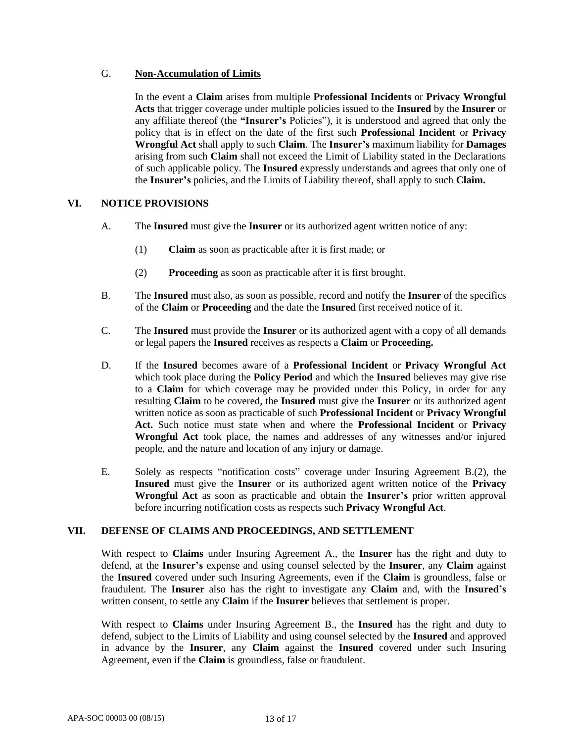G. **Non-Accumulation of Limits**

In the event a **Claim** arises from multiple **Professional Incidents** or **Privacy Wrongful Acts** that trigger coverage under multiple policies issued to the **Insured** by the **Insurer** or any affiliate thereof (the **"Insurer's** Policies"), it is understood and agreed that only the policy that is in effect on the date of the first such **Professional Incident** or **Privacy Wrongful Act** shall apply to such **Claim**. The **Insurer's** maximum liability for **Damages** arising from such **Claim** shall not exceed the Limit of Liability stated in the Declarations of such applicable policy. The **Insured** expressly understands and agrees that only one of the **Insurer's** policies, and the Limits of Liability thereof, shall apply to such **Claim.**

## VI. NOTICE PROVISIONS

A. The **Insured** must give the **Insurer** or its authorized agent written notice of any:

(1) **Claim** as soon as practicable after it is first made; or

(2) **Proceeding** as soon as practicable after it is first brought.

B. The **Insured** must also, as soon as possible, record and notify the **Insurer** of the specifics of the **Claim** or **Proceeding** and the date the **Insured** first received notice of it.

C. The **Insured** must provide the **Insurer** or its authorized agent with a copy of all demands or legal papers the **Insured** receives as respects a **Claim** or **Proceeding.**

D. If the **Insured** becomes aware of a **Professional Incident** or **Privacy Wrongful Act** which took place during the **Policy Period** and which the **Insured** believes may give rise to a **Claim** for which coverage may be provided under this Policy, in order for any resulting **Claim** to be covered, the **Insured** must give the **Insurer** or its authorized agent written notice as soon as practicable of such **Professional Incident** or **Privacy Wrongful Act.** Such notice must state when and where the **Professional Incident** or **Privacy Wrongful Act** took place, the names and addresses of any witnesses and/or injured people, and the nature and location of any injury or damage.

E. Solely as respects "notification costs" coverage under Insuring Agreement B.(2), the **Insured** must give the **Insurer** or its authorized agent written notice of the **Privacy Wrongful Act** as soon as practicable and obtain the **Insurer's** prior written approval before incurring notification costs as respects such **Privacy Wrongful Act**.

## VII. DEFENSE OF CLAIMS AND PROCEEDINGS, AND SETTLEMENT

With respect to **Claims** under Insuring Agreement A., the **Insurer** has the right and duty to defend, at the **Insurer's** expense and using counsel selected by the **Insurer**, any **Claim** against the **Insured** covered under such Insuring Agreements, even if the **Claim** is groundless, false or fraudulent. The **Insurer** also has the right to investigate any **Claim** and, with the **Insured's** written consent, to settle any **Claim** if the **Insurer** believes that settlement is proper.

With respect to **Claims** under Insuring Agreement B., the **Insured** has the right and duty to defend, subject to the Limits of Liability and using counsel selected by the **Insured** and approved in advance by the **Insurer**, any **Claim** against the **Insured** covered under such Insuring Agreement, even if the **Claim** is groundless, false or fraudulent.

APA-SOC 00003 00 (08/15)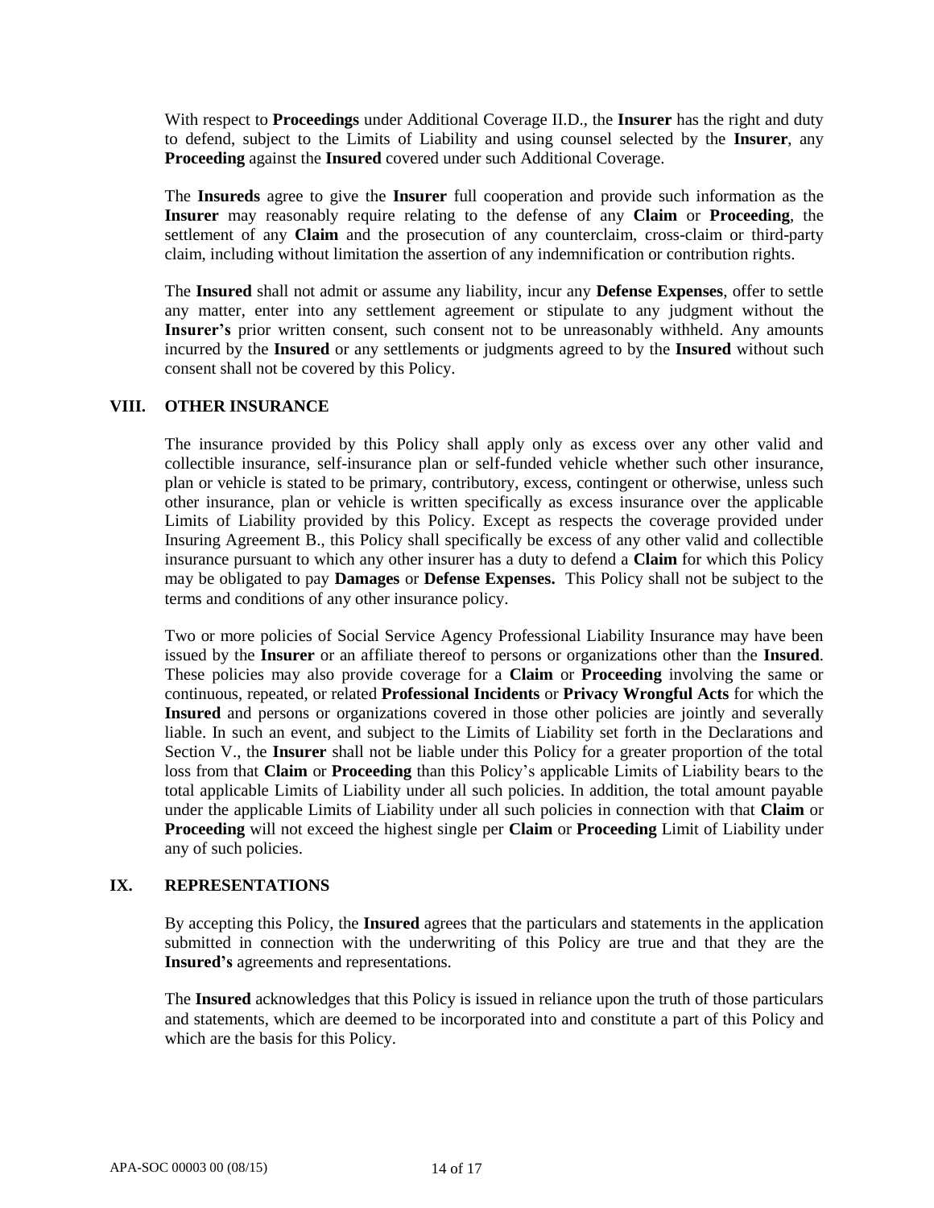With respect to **Proceedings** under Additional Coverage II.D., the **Insurer** has the right and duty to defend, subject to the Limits of Liability and using counsel selected by the **Insurer**, any **Proceeding** against the **Insured** covered under such Additional Coverage.

The **Insureds** agree to give the **Insurer** full cooperation and provide such information as the **Insurer** may reasonably require relating to the defense of any **Claim** or **Proceeding**, the settlement of any **Claim** and the prosecution of any counterclaim, cross-claim or third-party claim, including without limitation the assertion of any indemnification or contribution rights.

The **Insured** shall not admit or assume any liability, incur any **Defense Expenses**, offer to settle any matter, enter into any settlement agreement or stipulate to any judgment without the **Insurer's** prior written consent, such consent not to be unreasonably withheld. Any amounts incurred by the **Insured** or any settlements or judgments agreed to by the **Insured** without such consent shall not be covered by this Policy.

## VIII. OTHER INSURANCE

The insurance provided by this Policy shall apply only as excess over any other valid and collectible insurance, self-insurance plan or self-funded vehicle whether such other insurance, plan or vehicle is stated to be primary, contributory, excess, contingent or otherwise, unless such other insurance, plan or vehicle is written specifically as excess insurance over the applicable Limits of Liability provided by this Policy. Except as respects the coverage provided under Insuring Agreement B., this Policy shall specifically be excess of any other valid and collectible insurance pursuant to which any other insurer has a duty to defend a **Claim** for which this Policy may be obligated to pay **Damages** or **Defense Expenses.** This Policy shall not be subject to the terms and conditions of any other insurance policy.

Two or more policies of Social Service Agency Professional Liability Insurance may have been issued by the **Insurer** or an affiliate thereof to persons or organizations other than the **Insured**. These policies may also provide coverage for a **Claim** or **Proceeding** involving the same or continuous, repeated, or related **Professional Incidents** or **Privacy Wrongful Acts** for which the **Insured** and persons or organizations covered in those other policies are jointly and severally liable. In such an event, and subject to the Limits of Liability set forth in the Declarations and Section V., the **Insurer** shall not be liable under this Policy for a greater proportion of the total loss from that **Claim** or **Proceeding** than this Policy's applicable Limits of Liability bears to the total applicable Limits of Liability under all such policies. In addition, the total amount payable under the applicable Limits of Liability under all such policies in connection with that **Claim** or **Proceeding** will not exceed the highest single per **Claim** or **Proceeding** Limit of Liability under any of such policies.

## IX. REPRESENTATIONS

By accepting this Policy, the **Insured** agrees that the particulars and statements in the application submitted in connection with the underwriting of this Policy are true and that they are the **Insured's** agreements and representations.

The **Insured** acknowledges that this Policy is issued in reliance upon the truth of those particulars and statements, which are deemed to be incorporated into and constitute a part of this Policy and which are the basis for this Policy.

APA-SOC 00003 00 (08/15)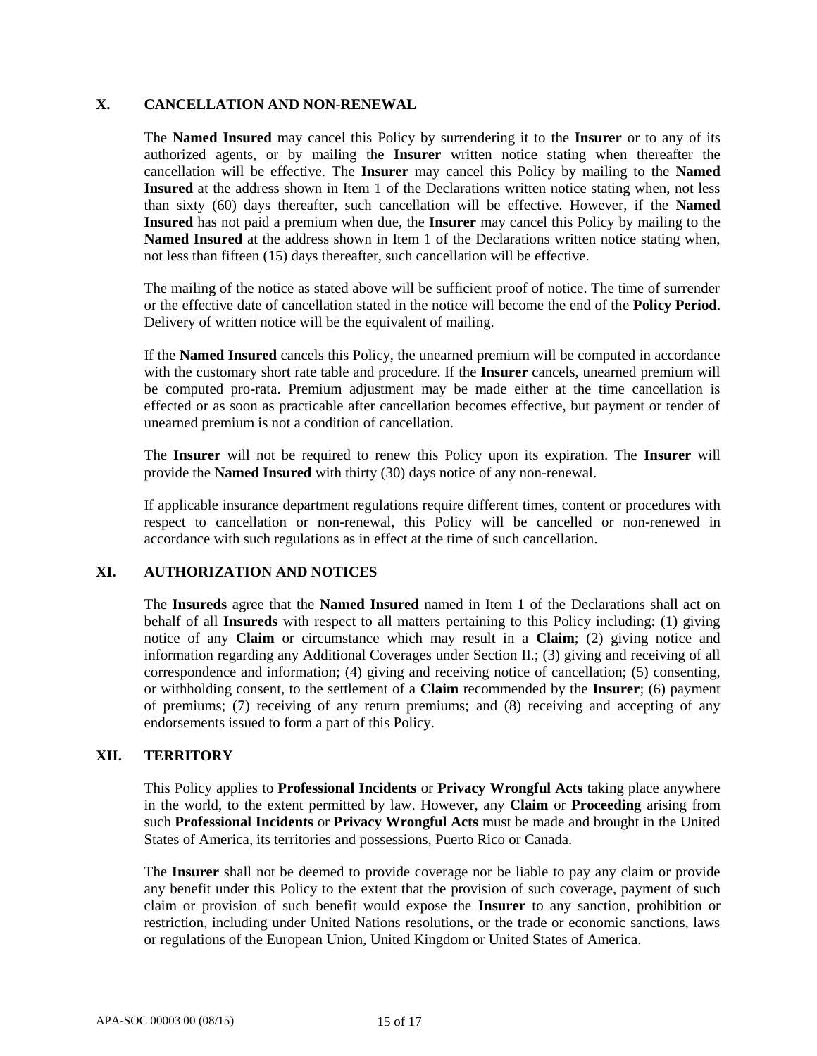## X. CANCELLATION AND NON-RENEWAL

The **Named Insured** may cancel this Policy by surrendering it to the **Insurer** or to any of its authorized agents, or by mailing the **Insurer** written notice stating when thereafter the cancellation will be effective. The **Insurer** may cancel this Policy by mailing to the **Named Insured** at the address shown in Item 1 of the Declarations written notice stating when, not less than sixty (60) days thereafter, such cancellation will be effective. However, if the **Named Insured** has not paid a premium when due, the **Insurer** may cancel this Policy by mailing to the **Named Insured** at the address shown in Item 1 of the Declarations written notice stating when, not less than fifteen (15) days thereafter, such cancellation will be effective.

The mailing of the notice as stated above will be sufficient proof of notice. The time of surrender or the effective date of cancellation stated in the notice will become the end of the **Policy Period**. Delivery of written notice will be the equivalent of mailing.

If the **Named Insured** cancels this Policy, the unearned premium will be computed in accordance with the customary short rate table and procedure. If the **Insurer** cancels, unearned premium will be computed pro-rata. Premium adjustment may be made either at the time cancellation is effected or as soon as practicable after cancellation becomes effective, but payment or tender of unearned premium is not a condition of cancellation.

The **Insurer** will not be required to renew this Policy upon its expiration. The **Insurer** will provide the **Named Insured** with thirty (30) days notice of any non-renewal.

If applicable insurance department regulations require different times, content or procedures with respect to cancellation or non-renewal, this Policy will be cancelled or non-renewed in accordance with such regulations as in effect at the time of such cancellation.

## XI. AUTHORIZATION AND NOTICES

The **Insureds** agree that the **Named Insured** named in Item 1 of the Declarations shall act on behalf of all **Insureds** with respect to all matters pertaining to this Policy including: (1) giving notice of any **Claim** or circumstance which may result in a **Claim**; (2) giving notice and information regarding any Additional Coverages under Section II.; (3) giving and receiving of all correspondence and information; (4) giving and receiving notice of cancellation; (5) consenting, or withholding consent, to the settlement of a **Claim** recommended by the **Insurer**; (6) payment of premiums; (7) receiving of any return premiums; and (8) receiving and accepting of any endorsements issued to form a part of this Policy.

## XII. TERRITORY

This Policy applies to **Professional Incidents** or **Privacy Wrongful Acts** taking place anywhere in the world, to the extent permitted by law. However, any **Claim** or **Proceeding** arising from such **Professional Incidents** or **Privacy Wrongful Acts** must be made and brought in the United States of America, its territories and possessions, Puerto Rico or Canada.

The **Insurer** shall not be deemed to provide coverage nor be liable to pay any claim or provide any benefit under this Policy to the extent that the provision of such coverage, payment of such claim or provision of such benefit would expose the **Insurer** to any sanction, prohibition or restriction, including under United Nations resolutions, or the trade or economic sanctions, laws or regulations of the European Union, United Kingdom or United States of America.

APA-SOC 00003 00 (08/15)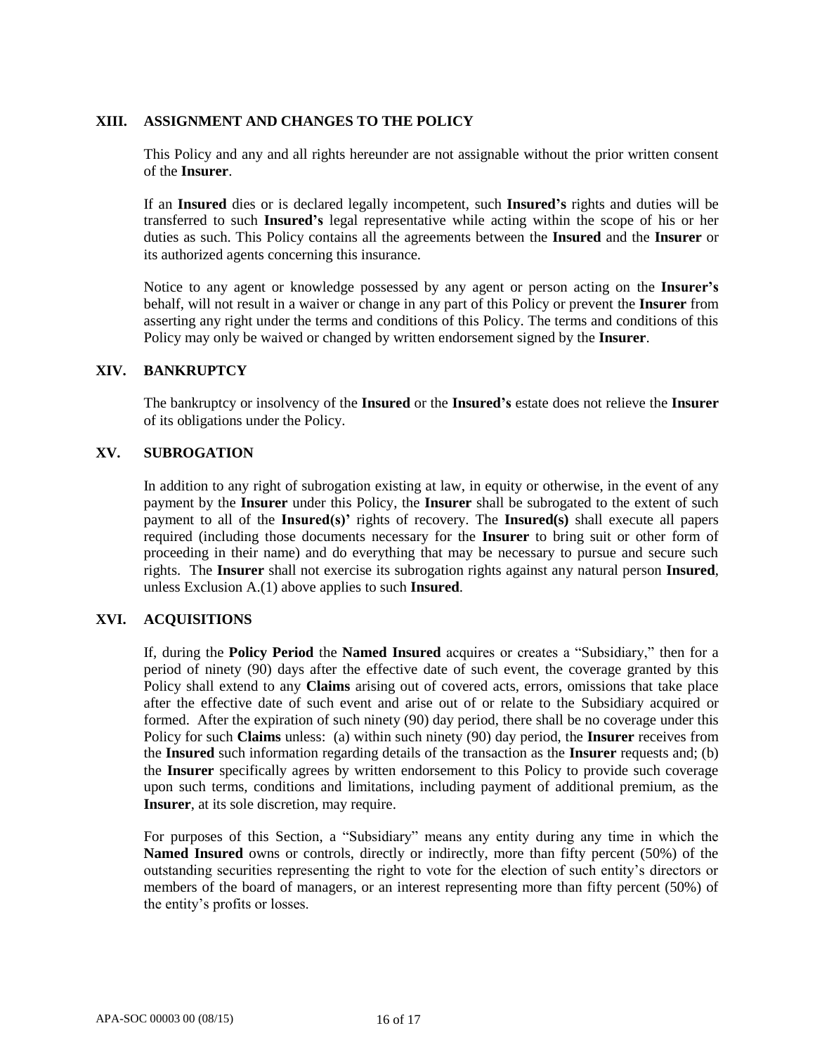## XIII. ASSIGNMENT AND CHANGES TO THE POLICY

This Policy and any and all rights hereunder are not assignable without the prior written consent of the **Insurer**.

If an **Insured** dies or is declared legally incompetent, such **Insured's** rights and duties will be transferred to such **Insured's** legal representative while acting within the scope of his or her duties as such. This Policy contains all the agreements between the **Insured** and the **Insurer** or its authorized agents concerning this insurance.

Notice to any agent or knowledge possessed by any agent or person acting on the **Insurer's** behalf, will not result in a waiver or change in any part of this Policy or prevent the **Insurer** from asserting any right under the terms and conditions of this Policy. The terms and conditions of this Policy may only be waived or changed by written endorsement signed by the **Insurer**.

## XIV. BANKRUPTCY

The bankruptcy or insolvency of the **Insured** or the **Insured's** estate does not relieve the **Insurer** of its obligations under the Policy.

## XV. SUBROGATION

In addition to any right of subrogation existing at law, in equity or otherwise, in the event of any payment by the **Insurer** under this Policy, the **Insurer** shall be subrogated to the extent of such payment to all of the **Insured(s)'** rights of recovery. The **Insured(s)** shall execute all papers required (including those documents necessary for the **Insurer** to bring suit or other form of proceeding in their name) and do everything that may be necessary to pursue and secure such rights. The **Insurer** shall not exercise its subrogation rights against any natural person **Insured**, unless Exclusion A.(1) above applies to such **Insured**.

## XVI. ACQUISITIONS

If, during the **Policy Period** the **Named Insured** acquires or creates a "Subsidiary," then for a period of ninety (90) days after the effective date of such event, the coverage granted by this Policy shall extend to any **Claims** arising out of covered acts, errors, omissions that take place after the effective date of such event and arise out of or relate to the Subsidiary acquired or formed. After the expiration of such ninety (90) day period, there shall be no coverage under this Policy for such **Claims** unless: (a) within such ninety (90) day period, the **Insurer** receives from the **Insured** such information regarding details of the transaction as the **Insurer** requests and; (b) the **Insurer** specifically agrees by written endorsement to this Policy to provide such coverage upon such terms, conditions and limitations, including payment of additional premium, as the **Insurer**, at its sole discretion, may require.

For purposes of this Section, a "Subsidiary" means any entity during any time in which the **Named Insured** owns or controls, directly or indirectly, more than fifty percent (50%) of the outstanding securities representing the right to vote for the election of such entity's directors or members of the board of managers, or an interest representing more than fifty percent (50%) of the entity's profits or losses.

APA-SOC 00003 00 (08/15)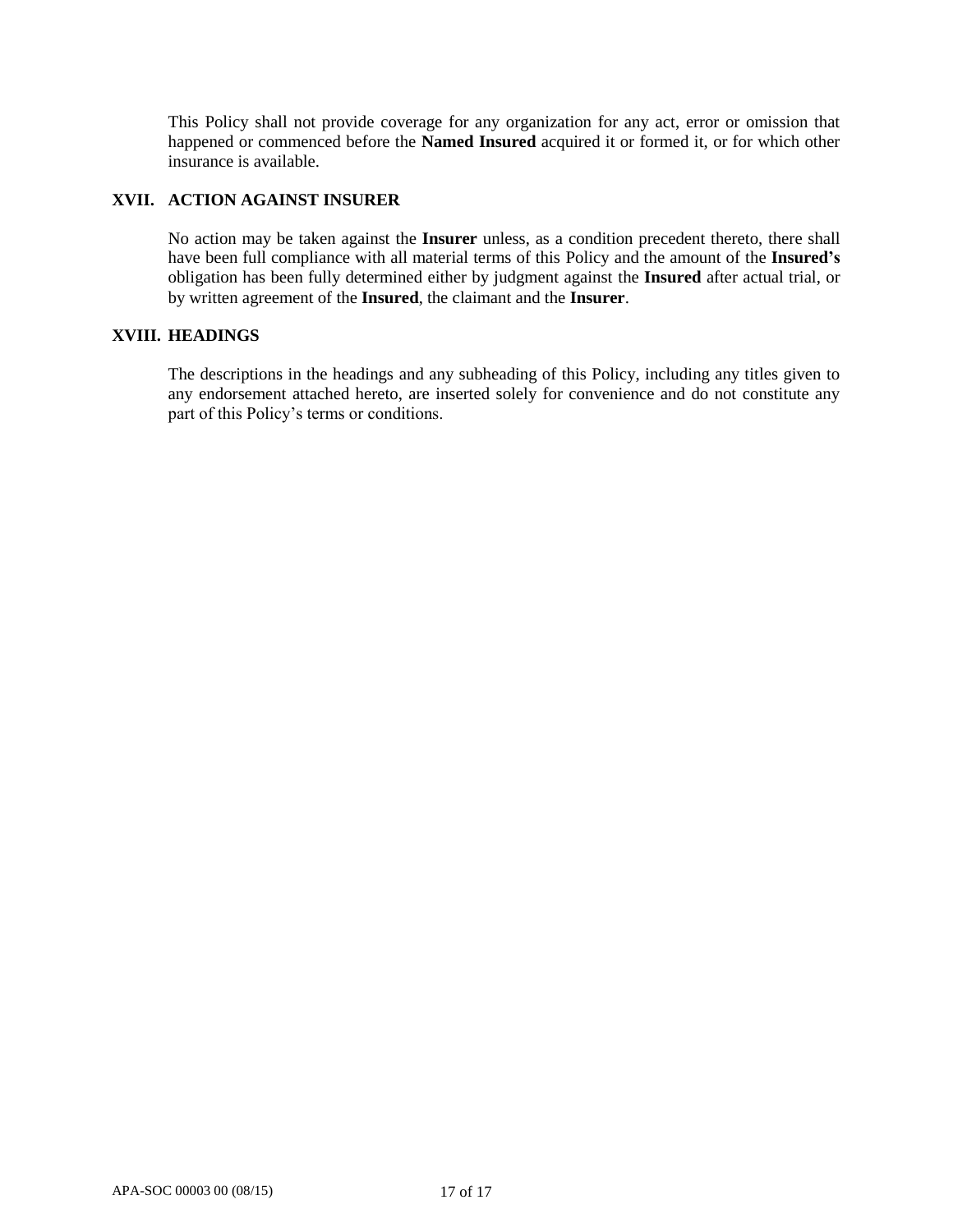This Policy shall not provide coverage for any organization for any act, error or omission that happened or commenced before the **Named Insured** acquired it or formed it, or for which other insurance is available.

## XVII. ACTION AGAINST INSURER

No action may be taken against the **Insurer** unless, as a condition precedent thereto, there shall have been full compliance with all material terms of this Policy and the amount of the **Insured's** obligation has been fully determined either by judgment against the **Insured** after actual trial, or by written agreement of the **Insured**, the claimant and the **Insurer**.

## XVIII. HEADINGS

The descriptions in the headings and any subheading of this Policy, including any titles given to any endorsement attached hereto, are inserted solely for convenience and do not constitute any part of this Policy's terms or conditions.